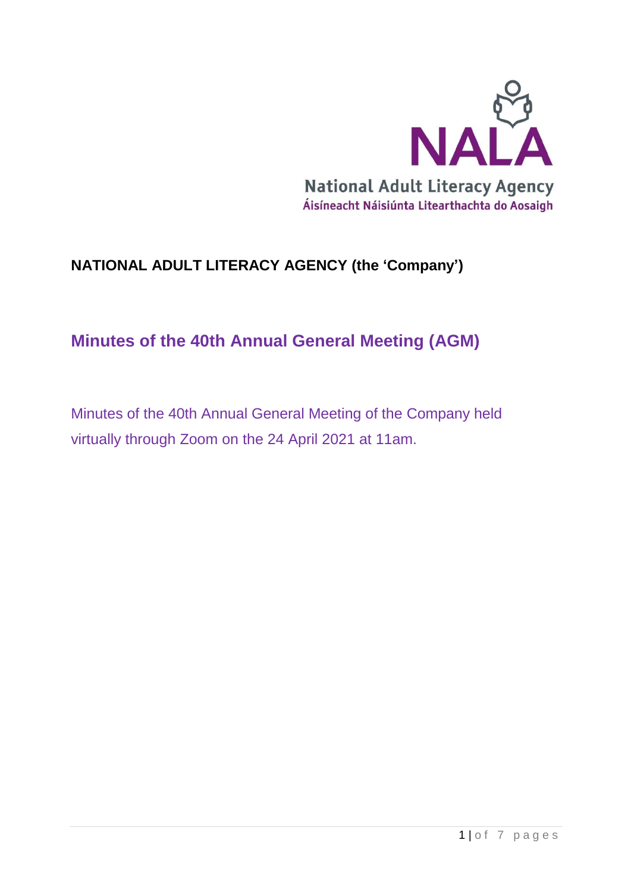National Adult Literacy Agency

Áisíneacht Náisiúnta Litearthachta do Aosaigh

**NATIONAL ADULT LITERACY AGENCY (the 'Company')**

# Minutes of the 40th Annual General Meeting (AGM)

Minutes of the 40th Annual General Meeting of the Company held virtually through Zoom on the 24 April 2021 at 11am.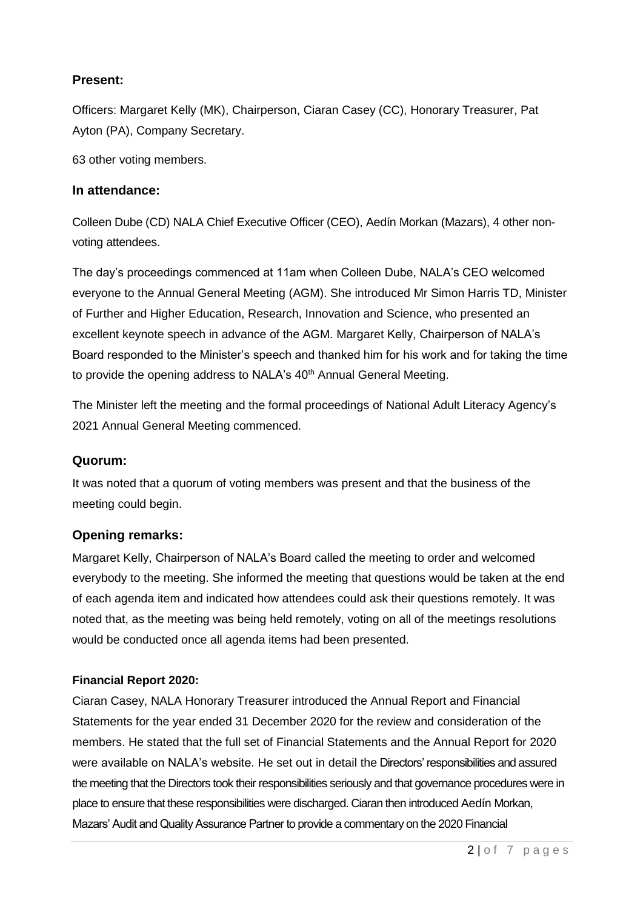## Present:

Officers: Margaret Kelly (MK), Chairperson, Ciaran Casey (CC), Honorary Treasurer, Pat Ayton (PA), Company Secretary.

63 other voting members.

## In attendance:

Colleen Dube (CD) NALA Chief Executive Officer (CEO), Aedín Morkan (Mazars), 4 other non-voting attendees.

The day's proceedings commenced at 11am when Colleen Dube, NALA's CEO welcomed everyone to the Annual General Meeting (AGM). She introduced Mr Simon Harris TD, Minister of Further and Higher Education, Research, Innovation and Science, who presented an excellent keynote speech in advance of the AGM. Margaret Kelly, Chairperson of NALA's Board responded to the Minister's speech and thanked him for his work and for taking the time to provide the opening address to NALA's 40th Annual General Meeting.

The Minister left the meeting and the formal proceedings of National Adult Literacy Agency's 2021 Annual General Meeting commenced.

## Quorum:

It was noted that a quorum of voting members was present and that the business of the meeting could begin.

## Opening remarks:

Margaret Kelly, Chairperson of NALA's Board called the meeting to order and welcomed everybody to the meeting. She informed the meeting that questions would be taken at the end of each agenda item and indicated how attendees could ask their questions remotely. It was noted that, as the meeting was being held remotely, voting on all of the meetings resolutions would be conducted once all agenda items had been presented.

### Financial Report 2020:

Ciaran Casey, NALA Honorary Treasurer introduced the Annual Report and Financial Statements for the year ended 31 December 2020 for the review and consideration of the members. He stated that the full set of Financial Statements and the Annual Report for 2020 were available on NALA's website. He set out in detail the Directors' responsibilities and assured the meeting that the Directors took their responsibilities seriously and that governance procedures were in place to ensure that these responsibilities were discharged. Ciaran then introduced Aedín Morkan, Mazars' Audit and Quality Assurance Partner to provide a commentary on the 2020 Financial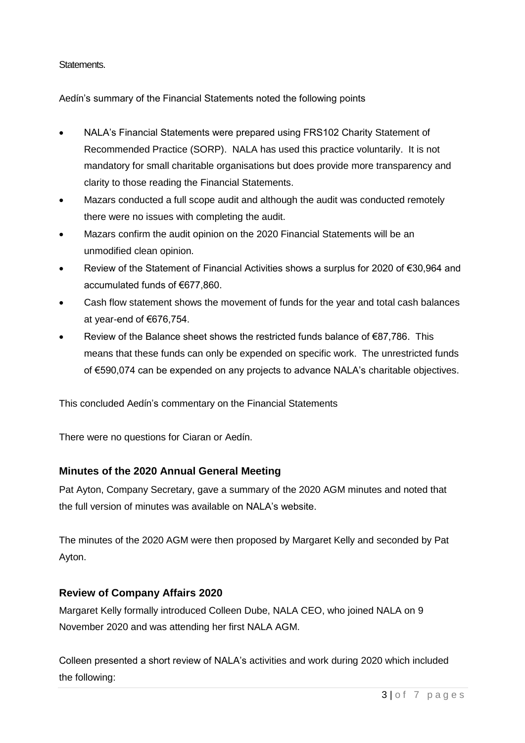Statements.

Aedín's summary of the Financial Statements noted the following points

- NALA's Financial Statements were prepared using FRS102 Charity Statement of Recommended Practice (SORP). NALA has used this practice voluntarily. It is not mandatory for small charitable organisations but does provide more transparency and clarity to those reading the Financial Statements.
- Mazars conducted a full scope audit and although the audit was conducted remotely there were no issues with completing the audit.
- Mazars confirm the audit opinion on the 2020 Financial Statements will be an unmodified clean opinion.
- Review of the Statement of Financial Activities shows a surplus for 2020 of €30,964 and accumulated funds of €677,860.
- Cash flow statement shows the movement of funds for the year and total cash balances at year-end of €676,754.
- Review of the Balance sheet shows the restricted funds balance of €87,786. This means that these funds can only be expended on specific work. The unrestricted funds of €590,074 can be expended on any projects to advance NALA's charitable objectives.

This concluded Aedín's commentary on the Financial Statements

There were no questions for Ciaran or Aedín.

## Minutes of the 2020 Annual General Meeting

Pat Ayton, Company Secretary, gave a summary of the 2020 AGM minutes and noted that the full version of minutes was available on NALA's website.

The minutes of the 2020 AGM were then proposed by Margaret Kelly and seconded by Pat Ayton.

## Review of Company Affairs 2020

Margaret Kelly formally introduced Colleen Dube, NALA CEO, who joined NALA on 9 November 2020 and was attending her first NALA AGM.

Colleen presented a short review of NALA's activities and work during 2020 which included the following: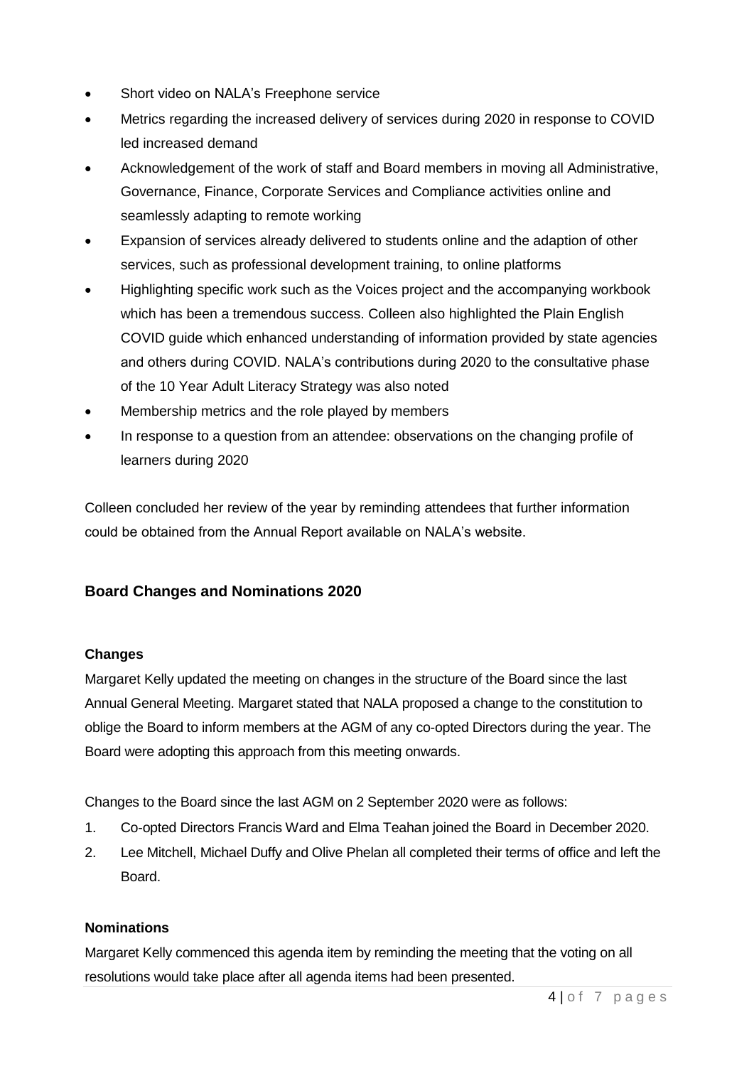- Short video on NALA's Freephone service
- Metrics regarding the increased delivery of services during 2020 in response to COVID led increased demand
- Acknowledgement of the work of staff and Board members in moving all Administrative, Governance, Finance, Corporate Services and Compliance activities online and seamlessly adapting to remote working
- Expansion of services already delivered to students online and the adaption of other services, such as professional development training, to online platforms
- Highlighting specific work such as the Voices project and the accompanying workbook which has been a tremendous success. Colleen also highlighted the Plain English COVID guide which enhanced understanding of information provided by state agencies and others during COVID. NALA's contributions during 2020 to the consultative phase of the 10 Year Adult Literacy Strategy was also noted
- Membership metrics and the role played by members
- In response to a question from an attendee: observations on the changing profile of learners during 2020

Colleen concluded her review of the year by reminding attendees that further information could be obtained from the Annual Report available on NALA's website.

## Board Changes and Nominations 2020

### Changes

Margaret Kelly updated the meeting on changes in the structure of the Board since the last Annual General Meeting. Margaret stated that NALA proposed a change to the constitution to oblige the Board to inform members at the AGM of any co-opted Directors during the year. The Board were adopting this approach from this meeting onwards.

Changes to the Board since the last AGM on 2 September 2020 were as follows:

1. Co-opted Directors Francis Ward and Elma Teahan joined the Board in December 2020.
2. Lee Mitchell, Michael Duffy and Olive Phelan all completed their terms of office and left the Board.

### Nominations

Margaret Kelly commenced this agenda item by reminding the meeting that the voting on all resolutions would take place after all agenda items had been presented.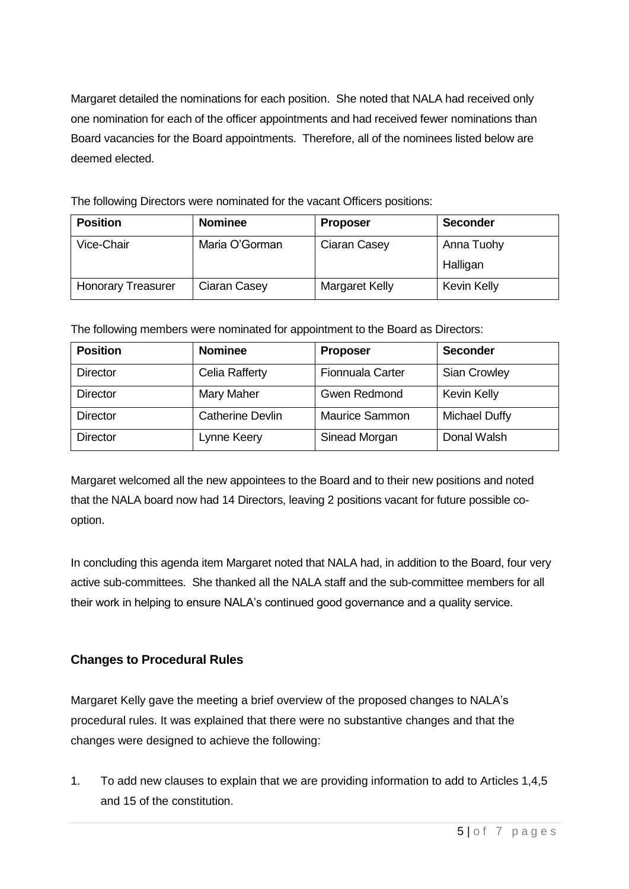Margaret detailed the nominations for each position. She noted that NALA had received only one nomination for each of the officer appointments and had received fewer nominations than Board vacancies for the Board appointments. Therefore, all of the nominees listed below are deemed elected.

The following Directors were nominated for the vacant Officers positions:

| Position | Nominee | Proposer | Seconder |
| --- | --- | --- | --- |
| Vice-Chair | Maria O'Gorman | Ciaran Casey | Anna Tuohy Halligan |
| Honorary Treasurer | Ciaran Casey | Margaret Kelly | Kevin Kelly |

The following members were nominated for appointment to the Board as Directors:

| Position | Nominee | Proposer | Seconder |
| --- | --- | --- | --- |
| Director | Celia Rafferty | Fionnuala Carter | Sian Crowley |
| Director | Mary Maher | Gwen Redmond | Kevin Kelly |
| Director | Catherine Devlin | Maurice Sammon | Michael Duffy |
| Director | Lynne Keery | Sinead Morgan | Donal Walsh |

Margaret welcomed all the new appointees to the Board and to their new positions and noted that the NALA board now had 14 Directors, leaving 2 positions vacant for future possible co-option.

In concluding this agenda item Margaret noted that NALA had, in addition to the Board, four very active sub-committees. She thanked all the NALA staff and the sub-committee members for all their work in helping to ensure NALA's continued good governance and a quality service.

### Changes to Procedural Rules

Margaret Kelly gave the meeting a brief overview of the proposed changes to NALA's procedural rules. It was explained that there were no substantive changes and that the changes were designed to achieve the following:

1. To add new clauses to explain that we are providing information to add to Articles 1,4,5 and 15 of the constitution.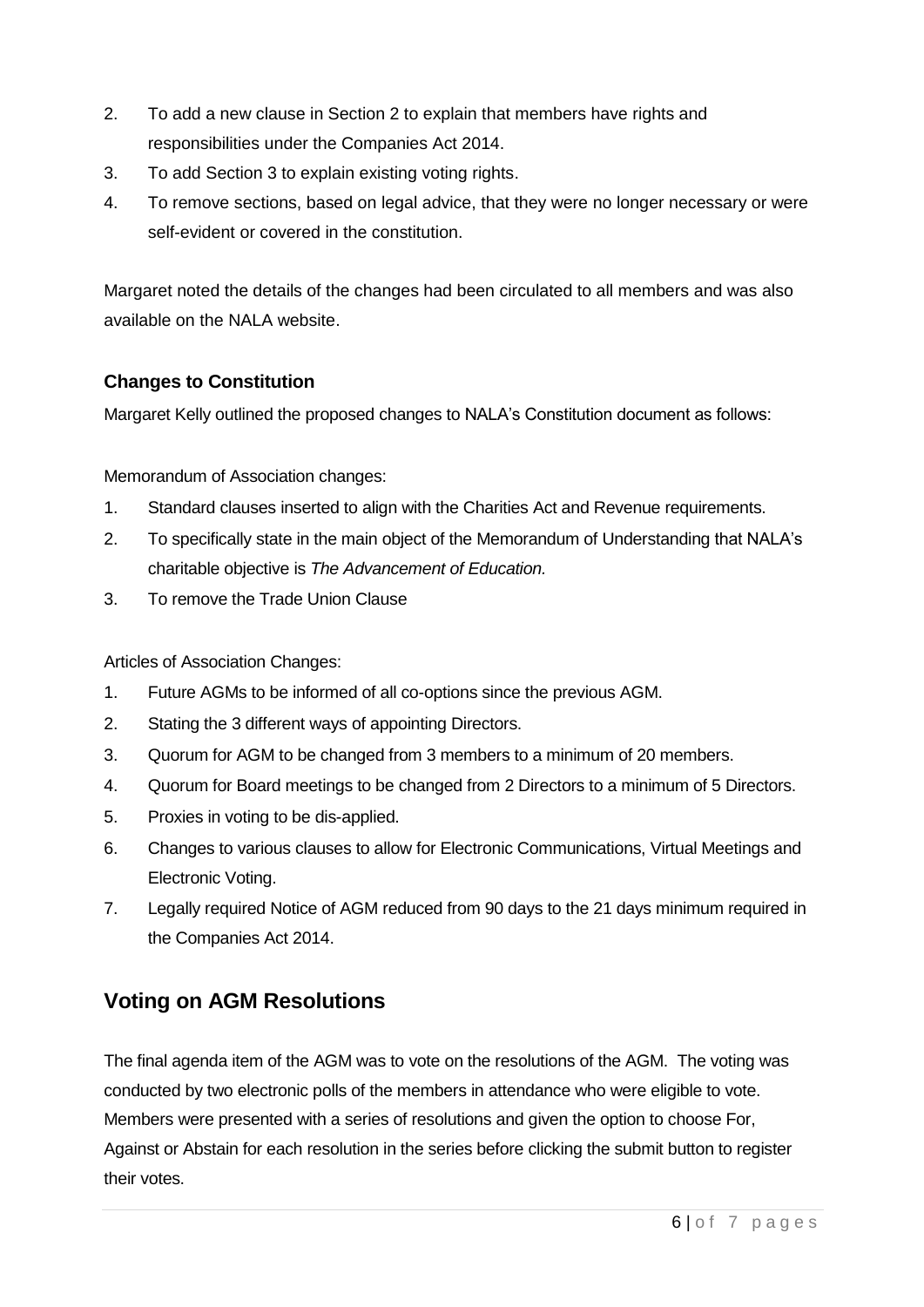2. To add a new clause in Section 2 to explain that members have rights and responsibilities under the Companies Act 2014.
3. To add Section 3 to explain existing voting rights.
4. To remove sections, based on legal advice, that they were no longer necessary or were self-evident or covered in the constitution.

Margaret noted the details of the changes had been circulated to all members and was also available on the NALA website.

### Changes to Constitution

Margaret Kelly outlined the proposed changes to NALA's Constitution document as follows:

Memorandum of Association changes:

1. Standard clauses inserted to align with the Charities Act and Revenue requirements.
2. To specifically state in the main object of the Memorandum of Understanding that NALA's charitable objective is *The Advancement of Education.*
3. To remove the Trade Union Clause

Articles of Association Changes:

1. Future AGMs to be informed of all co-options since the previous AGM.
2. Stating the 3 different ways of appointing Directors.
3. Quorum for AGM to be changed from 3 members to a minimum of 20 members.
4. Quorum for Board meetings to be changed from 2 Directors to a minimum of 5 Directors.
5. Proxies in voting to be dis-applied.
6. Changes to various clauses to allow for Electronic Communications, Virtual Meetings and Electronic Voting.
7. Legally required Notice of AGM reduced from 90 days to the 21 days minimum required in the Companies Act 2014.

## Voting on AGM Resolutions

The final agenda item of the AGM was to vote on the resolutions of the AGM. The voting was conducted by two electronic polls of the members in attendance who were eligible to vote. Members were presented with a series of resolutions and given the option to choose For, Against or Abstain for each resolution in the series before clicking the submit button to register their votes.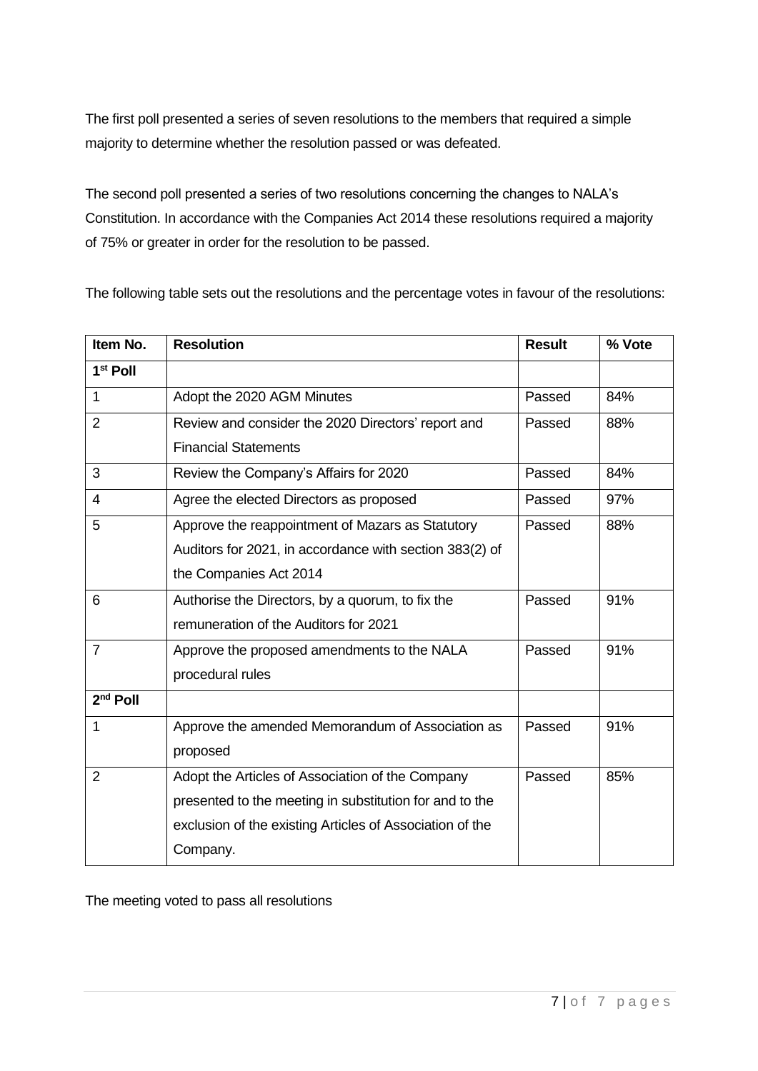The first poll presented a series of seven resolutions to the members that required a simple majority to determine whether the resolution passed or was defeated.

The second poll presented a series of two resolutions concerning the changes to NALA's Constitution. In accordance with the Companies Act 2014 these resolutions required a majority of 75% or greater in order for the resolution to be passed.

The following table sets out the resolutions and the percentage votes in favour of the resolutions:

| Item No. | Resolution | Result | % Vote |
|---|---|---|---|
| **1st Poll** | | | |
| 1 | Adopt the 2020 AGM Minutes | Passed | 84% |
| 2 | Review and consider the 2020 Directors' report and Financial Statements | Passed | 88% |
| 3 | Review the Company's Affairs for 2020 | Passed | 84% |
| 4 | Agree the elected Directors as proposed | Passed | 97% |
| 5 | Approve the reappointment of Mazars as Statutory Auditors for 2021, in accordance with section 383(2) of the Companies Act 2014 | Passed | 88% |
| 6 | Authorise the Directors, by a quorum, to fix the remuneration of the Auditors for 2021 | Passed | 91% |
| 7 | Approve the proposed amendments to the NALA procedural rules | Passed | 91% |
| **2nd Poll** | | | |
| 1 | Approve the amended Memorandum of Association as proposed | Passed | 91% |
| 2 | Adopt the Articles of Association of the Company presented to the meeting in substitution for and to the exclusion of the existing Articles of Association of the Company. | Passed | 85% |

The meeting voted to pass all resolutions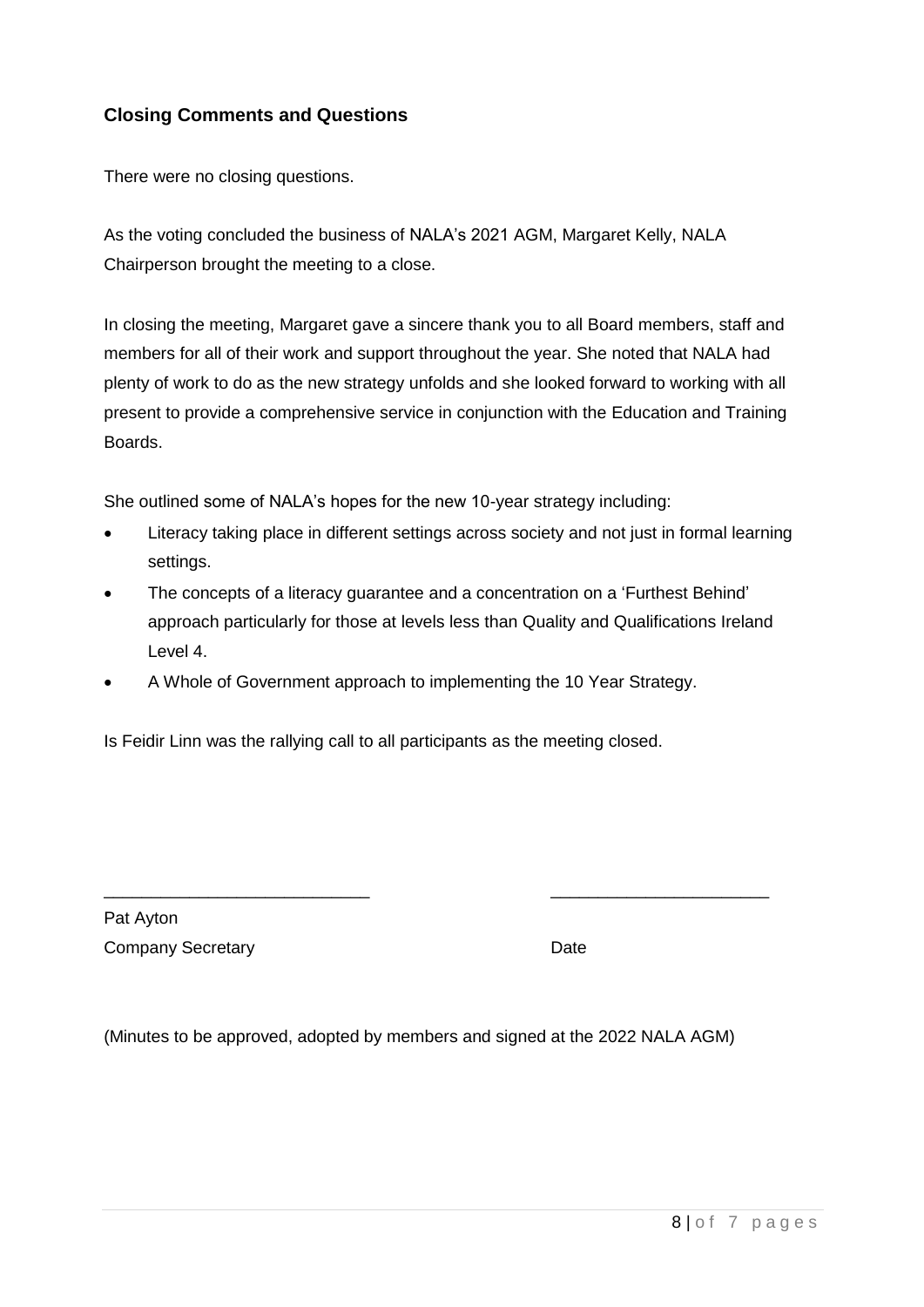## Closing Comments and Questions

There were no closing questions.

As the voting concluded the business of NALA's 2021 AGM, Margaret Kelly, NALA Chairperson brought the meeting to a close.

In closing the meeting, Margaret gave a sincere thank you to all Board members, staff and members for all of their work and support throughout the year. She noted that NALA had plenty of work to do as the new strategy unfolds and she looked forward to working with all present to provide a comprehensive service in conjunction with the Education and Training Boards.

She outlined some of NALA's hopes for the new 10-year strategy including:

- Literacy taking place in different settings across society and not just in formal learning settings.
- The concepts of a literacy guarantee and a concentration on a 'Furthest Behind' approach particularly for those at levels less than Quality and Qualifications Ireland Level 4.
- A Whole of Government approach to implementing the 10 Year Strategy.

Is Feidir Linn was the rallying call to all participants as the meeting closed.

\_\_\_\_\_\_\_\_\_\_\_\_\_\_\_\_\_\_\_\_\_\_\_\_\_\_\_\_ \_\_\_\_\_\_\_\_\_\_\_\_\_\_\_\_\_\_\_\_\_\_\_

Pat Ayton
Company Secretary Date

(Minutes to be approved, adopted by members and signed at the 2022 NALA AGM)